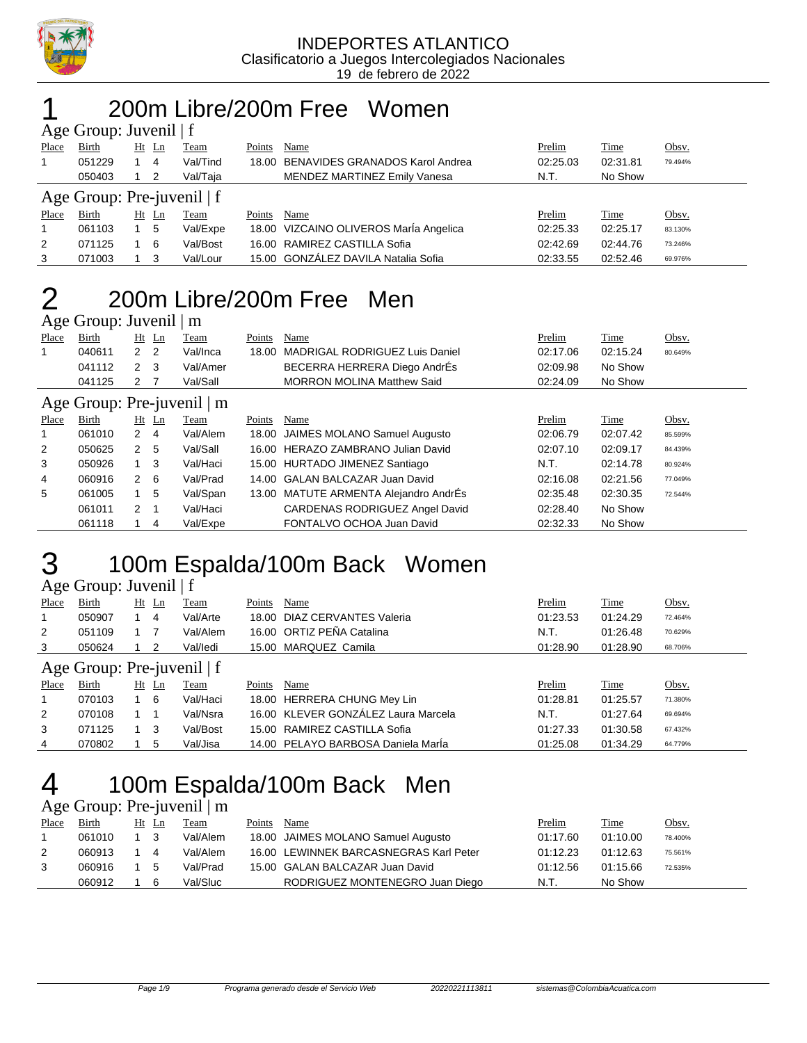INDEPORTES ATLANTICO
Clasificatorio a Juegos Intercolegiados Nacionales
19 de febrero de 2022

# 1 200m Libre/200m Free Women

### Age Group: Juvenil | f

| Place | Birth | Ht | Ln | Team | Points | Name | Prelim | Time | Obsv. |
|---|---|---|---|---|---|---|---|---|---|
| 1 | 051229 | 1 | 4 | Val/Tind | 18.00 | BENAVIDES GRANADOS Karol Andrea | 02:25.03 | 02:31.81 | 79.494% |
| | 050403 | 1 | 2 | Val/Taja | | MENDEZ MARTINEZ Emily Vanesa | N.T. | No Show | |

### Age Group: Pre-juvenil | f

| Place | Birth | Ht | Ln | Team | Points | Name | Prelim | Time | Obsv. |
|---|---|---|---|---|---|---|---|---|---|
| 1 | 061103 | 1 | 5 | Val/Expe | 18.00 | VIZCAINO OLIVEROS MarÍa Angelica | 02:25.33 | 02:25.17 | 83.130% |
| 2 | 071125 | 1 | 6 | Val/Bost | 16.00 | RAMIREZ CASTILLA Sofia | 02:42.69 | 02:44.76 | 73.246% |
| 3 | 071003 | 1 | 3 | Val/Lour | 15.00 | GONZÁLEZ DAVILA Natalia Sofia | 02:33.55 | 02:52.46 | 69.976% |

# 2 200m Libre/200m Free Men

### Age Group: Juvenil | m

| Place | Birth | Ht | Ln | Team | Points | Name | Prelim | Time | Obsv. |
|---|---|---|---|---|---|---|---|---|---|
| 1 | 040611 | 2 | 2 | Val/Inca | 18.00 | MADRIGAL RODRIGUEZ Luis Daniel | 02:17.06 | 02:15.24 | 80.649% |
| | 041112 | 2 | 3 | Val/Amer | | BECERRA HERRERA Diego AndrÉs | 02:09.98 | No Show | |
| | 041125 | 2 | 7 | Val/Sall | | MORRON MOLINA Matthew Said | 02:24.09 | No Show | |

### Age Group: Pre-juvenil | m

| Place | Birth | Ht | Ln | Team | Points | Name | Prelim | Time | Obsv. |
|---|---|---|---|---|---|---|---|---|---|
| 1 | 061010 | 2 | 4 | Val/Alem | 18.00 | JAIMES MOLANO Samuel Augusto | 02:06.79 | 02:07.42 | 85.599% |
| 2 | 050625 | 2 | 5 | Val/Sall | 16.00 | HERAZO ZAMBRANO Julian David | 02:07.10 | 02:09.17 | 84.439% |
| 3 | 050926 | 1 | 3 | Val/Haci | 15.00 | HURTADO JIMENEZ Santiago | N.T. | 02:14.78 | 80.924% |
| 4 | 060916 | 2 | 6 | Val/Prad | 14.00 | GALAN BALCAZAR Juan David | 02:16.08 | 02:21.56 | 77.049% |
| 5 | 061005 | 1 | 5 | Val/Span | 13.00 | MATUTE ARMENTA Alejandro AndrÉs | 02:35.48 | 02:30.35 | 72.544% |
| | 061011 | 2 | 1 | Val/Haci | | CARDENAS RODRIGUEZ Angel David | 02:28.40 | No Show | |
| | 061118 | 1 | 4 | Val/Expe | | FONTALVO OCHOA Juan David | 02:32.33 | No Show | |

# 3 100m Espalda/100m Back Women

### Age Group: Juvenil | f

| Place | Birth | Ht | Ln | Team | Points | Name | Prelim | Time | Obsv. |
|---|---|---|---|---|---|---|---|---|---|
| 1 | 050907 | 1 | 4 | Val/Arte | 18.00 | DIAZ CERVANTES Valeria | 01:23.53 | 01:24.29 | 72.464% |
| 2 | 051109 | 1 | 7 | Val/Alem | 16.00 | ORTIZ PEÑA Catalina | N.T. | 01:26.48 | 70.629% |
| 3 | 050624 | 1 | 2 | Val/Iedi | 15.00 | MARQUEZ Camila | 01:28.90 | 01:28.90 | 68.706% |

### Age Group: Pre-juvenil | f

| Place | Birth | Ht | Ln | Team | Points | Name | Prelim | Time | Obsv. |
|---|---|---|---|---|---|---|---|---|---|
| 1 | 070103 | 1 | 6 | Val/Haci | 18.00 | HERRERA CHUNG Mey Lin | 01:28.81 | 01:25.57 | 71.380% |
| 2 | 070108 | 1 | 1 | Val/Nsra | 16.00 | KLEVER GONZÁLEZ Laura Marcela | N.T. | 01:27.64 | 69.694% |
| 3 | 071125 | 1 | 3 | Val/Bost | 15.00 | RAMIREZ CASTILLA Sofia | 01:27.33 | 01:30.58 | 67.432% |
| 4 | 070802 | 1 | 5 | Val/Jisa | 14.00 | PELAYO BARBOSA Daniela MarÍa | 01:25.08 | 01:34.29 | 64.779% |

# 4 100m Espalda/100m Back Men

### Age Group: Pre-juvenil | m

| Place | Birth | Ht | Ln | Team | Points | Name | Prelim | Time | Obsv. |
|---|---|---|---|---|---|---|---|---|---|
| 1 | 061010 | 1 | 3 | Val/Alem | 18.00 | JAIMES MOLANO Samuel Augusto | 01:17.60 | 01:10.00 | 78.400% |
| 2 | 060913 | 1 | 4 | Val/Alem | 16.00 | LEWINNEK BARCASNEGRAS Karl Peter | 01:12.23 | 01:12.63 | 75.561% |
| 3 | 060916 | 1 | 5 | Val/Prad | 15.00 | GALAN BALCAZAR Juan David | 01:12.56 | 01:15.66 | 72.535% |
| | 060912 | 1 | 6 | Val/Sluc | | RODRIGUEZ MONTENEGRO Juan Diego | N.T. | No Show | |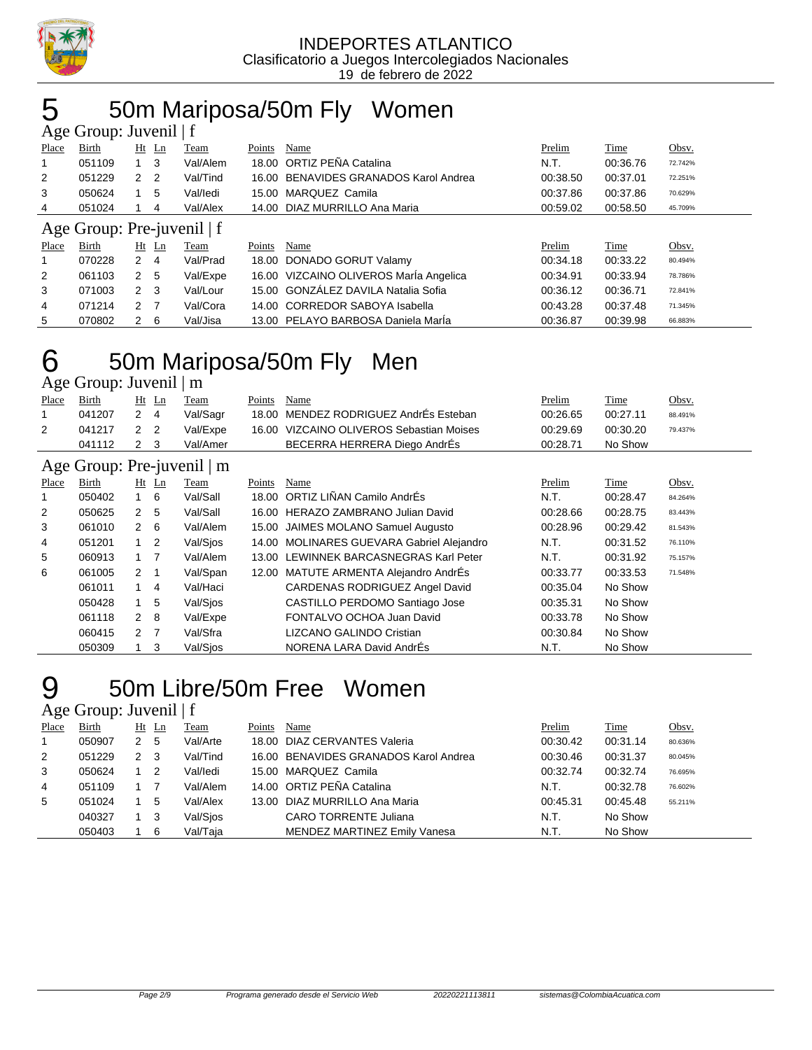INDEPORTES ATLANTICO
Clasificatorio a Juegos Intercolegiados Nacionales
19 de febrero de 2022

# 5 50m Mariposa/50m Fly Women

## Age Group: Juvenil | f

| Place | Birth | Ht | Ln | Team | Points | Name | Prelim | Time | Obsv. |
|---|---|---|---|---|---|---|---|---|---|
| 1 | 051109 | 1 | 3 | Val/Alem | 18.00 | ORTIZ PEÑA Catalina | N.T. | 00:36.76 | 72.742% |
| 2 | 051229 | 2 | 2 | Val/Tind | 16.00 | BENAVIDES GRANADOS Karol Andrea | 00:38.50 | 00:37.01 | 72.251% |
| 3 | 050624 | 1 | 5 | Val/Iedi | 15.00 | MARQUEZ Camila | 00:37.86 | 00:37.86 | 70.629% |
| 4 | 051024 | 1 | 4 | Val/Alex | 14.00 | DIAZ MURRILLO Ana Maria | 00:59.02 | 00:58.50 | 45.709% |

## Age Group: Pre-juvenil | f

| Place | Birth | Ht | Ln | Team | Points | Name | Prelim | Time | Obsv. |
|---|---|---|---|---|---|---|---|---|---|
| 1 | 070228 | 2 | 4 | Val/Prad | 18.00 | DONADO GORUT Valamy | 00:34.18 | 00:33.22 | 80.494% |
| 2 | 061103 | 2 | 5 | Val/Expe | 16.00 | VIZCAINO OLIVEROS MarÍa Angelica | 00:34.91 | 00:33.94 | 78.786% |
| 3 | 071003 | 2 | 3 | Val/Lour | 15.00 | GONZÁLEZ DAVILA Natalia Sofia | 00:36.12 | 00:36.71 | 72.841% |
| 4 | 071214 | 2 | 7 | Val/Cora | 14.00 | CORREDOR SABOYA Isabella | 00:43.28 | 00:37.48 | 71.345% |
| 5 | 070802 | 2 | 6 | Val/Jisa | 13.00 | PELAYO BARBOSA Daniela MarÍa | 00:36.87 | 00:39.98 | 66.883% |

# 6 50m Mariposa/50m Fly Men

## Age Group: Juvenil | m

| Place | Birth | Ht | Ln | Team | Points | Name | Prelim | Time | Obsv. |
|---|---|---|---|---|---|---|---|---|---|
| 1 | 041207 | 2 | 4 | Val/Sagr | 18.00 | MENDEZ RODRIGUEZ AndrÉs Esteban | 00:26.65 | 00:27.11 | 88.491% |
| 2 | 041217 | 2 | 2 | Val/Expe | 16.00 | VIZCAINO OLIVEROS Sebastian Moises | 00:29.69 | 00:30.20 | 79.437% |
| | 041112 | 2 | 3 | Val/Amer | | BECERRA HERRERA Diego AndrÉs | 00:28.71 | No Show | |

## Age Group: Pre-juvenil | m

| Place | Birth | Ht | Ln | Team | Points | Name | Prelim | Time | Obsv. |
|---|---|---|---|---|---|---|---|---|---|
| 1 | 050402 | 1 | 6 | Val/Sall | 18.00 | ORTIZ LIÑAN Camilo AndrÉs | N.T. | 00:28.47 | 84.264% |
| 2 | 050625 | 2 | 5 | Val/Sall | 16.00 | HERAZO ZAMBRANO Julian David | 00:28.66 | 00:28.75 | 83.443% |
| 3 | 061010 | 2 | 6 | Val/Alem | 15.00 | JAIMES MOLANO Samuel Augusto | 00:28.96 | 00:29.42 | 81.543% |
| 4 | 051201 | 1 | 2 | Val/Sjos | 14.00 | MOLINARES GUEVARA Gabriel Alejandro | N.T. | 00:31.52 | 76.110% |
| 5 | 060913 | 1 | 7 | Val/Alem | 13.00 | LEWINNEK BARCASNEGRAS Karl Peter | N.T. | 00:31.92 | 75.157% |
| 6 | 061005 | 2 | 1 | Val/Span | 12.00 | MATUTE ARMENTA Alejandro AndrÉs | 00:33.77 | 00:33.53 | 71.548% |
| | 061011 | 1 | 4 | Val/Haci | | CARDENAS RODRIGUEZ Angel David | 00:35.04 | No Show | |
| | 050428 | 1 | 5 | Val/Sjos | | CASTILLO PERDOMO Santiago Jose | 00:35.31 | No Show | |
| | 061118 | 2 | 8 | Val/Expe | | FONTALVO OCHOA Juan David | 00:33.78 | No Show | |
| | 060415 | 2 | 7 | Val/Sfra | | LIZCANO GALINDO Cristian | 00:30.84 | No Show | |
| | 050309 | 1 | 3 | Val/Sjos | | NORENA LARA David AndrÉs | N.T. | No Show | |

# 9 50m Libre/50m Free Women

## Age Group: Juvenil | f

| Place | Birth | Ht | Ln | Team | Points | Name | Prelim | Time | Obsv. |
|---|---|---|---|---|---|---|---|---|---|
| 1 | 050907 | 2 | 5 | Val/Arte | 18.00 | DIAZ CERVANTES Valeria | 00:30.42 | 00:31.14 | 80.636% |
| 2 | 051229 | 2 | 3 | Val/Tind | 16.00 | BENAVIDES GRANADOS Karol Andrea | 00:30.46 | 00:31.37 | 80.045% |
| 3 | 050624 | 1 | 2 | Val/Iedi | 15.00 | MARQUEZ Camila | 00:32.74 | 00:32.74 | 76.695% |
| 4 | 051109 | 1 | 7 | Val/Alem | 14.00 | ORTIZ PEÑA Catalina | N.T. | 00:32.78 | 76.602% |
| 5 | 051024 | 1 | 5 | Val/Alex | 13.00 | DIAZ MURRILLO Ana Maria | 00:45.31 | 00:45.48 | 55.211% |
| | 040327 | 1 | 3 | Val/Sjos | | CARO TORRENTE Juliana | N.T. | No Show | |
| | 050403 | 1 | 6 | Val/Taja | | MENDEZ MARTINEZ Emily Vanesa | N.T. | No Show | |

Programa generado desde el Servicio Web 20220221113811 sistemas@ColombiaAcuatica.com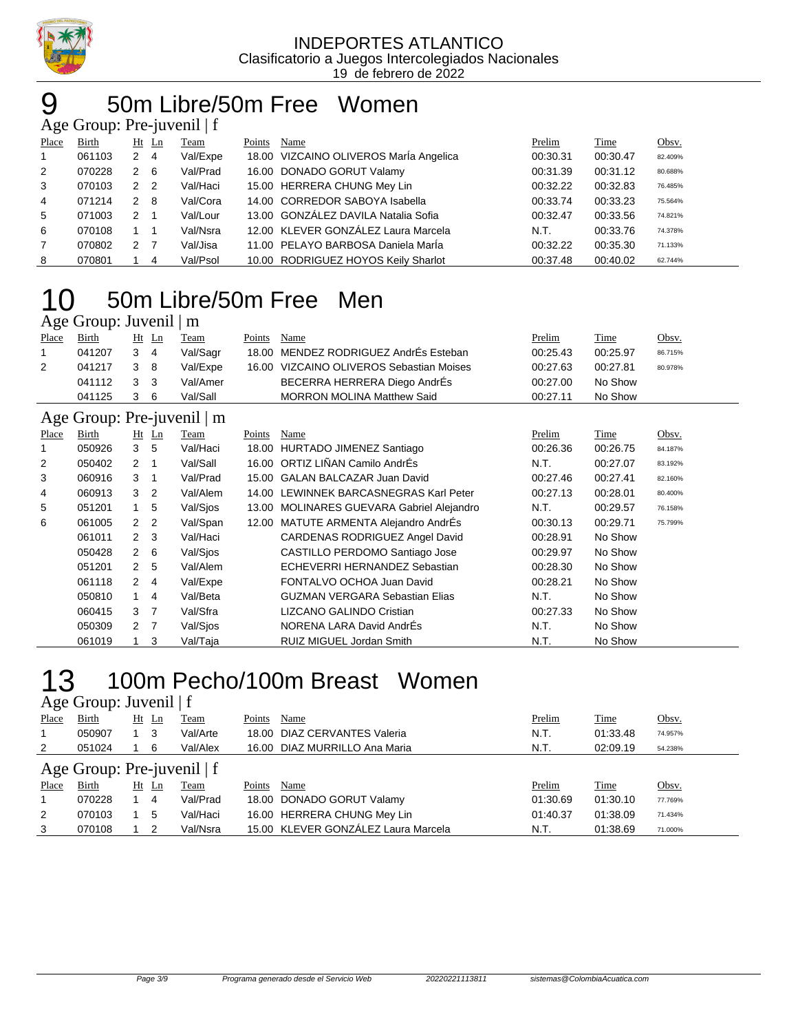INDEPORTES ATLANTICO
Clasificatorio a Juegos Intercolegiados Nacionales
19 de febrero de 2022

# 9 50m Libre/50m Free Women

Age Group: Pre-juvenil | f

| Place | Birth | Ht | Ln | Team | Points | Name | Prelim | Time | Obsv. |
|---|---|---|---|---|---|---|---|---|---|
| 1 | 061103 | 2 | 4 | Val/Expe | 18.00 | VIZCAINO OLIVEROS MarÍa Angelica | 00:30.31 | 00:30.47 | 82.409% |
| 2 | 070228 | 2 | 6 | Val/Prad | 16.00 | DONADO GORUT Valamy | 00:31.39 | 00:31.12 | 80.688% |
| 3 | 070103 | 2 | 2 | Val/Haci | 15.00 | HERRERA CHUNG Mey Lin | 00:32.22 | 00:32.83 | 76.485% |
| 4 | 071214 | 2 | 8 | Val/Cora | 14.00 | CORREDOR SABOYA Isabella | 00:33.74 | 00:33.23 | 75.564% |
| 5 | 071003 | 2 | 1 | Val/Lour | 13.00 | GONZÁLEZ DAVILA Natalia Sofia | 00:32.47 | 00:33.56 | 74.821% |
| 6 | 070108 | 1 | 1 | Val/Nsra | 12.00 | KLEVER GONZÁLEZ Laura Marcela | N.T. | 00:33.76 | 74.378% |
| 7 | 070802 | 2 | 7 | Val/Jisa | 11.00 | PELAYO BARBOSA Daniela MarÍa | 00:32.22 | 00:35.30 | 71.133% |
| 8 | 070801 | 1 | 4 | Val/Psol | 10.00 | RODRIGUEZ HOYOS Keily Sharlot | 00:37.48 | 00:40.02 | 62.744% |

# 10 50m Libre/50m Free Men

Age Group: Juvenil | m

| Place | Birth | Ht | Ln | Team | Points | Name | Prelim | Time | Obsv. |
|---|---|---|---|---|---|---|---|---|---|
| 1 | 041207 | 3 | 4 | Val/Sagr | 18.00 | MENDEZ RODRIGUEZ AndrÉs Esteban | 00:25.43 | 00:25.97 | 86.715% |
| 2 | 041217 | 3 | 8 | Val/Expe | 16.00 | VIZCAINO OLIVEROS Sebastian Moises | 00:27.63 | 00:27.81 | 80.978% |
| | 041112 | 3 | 3 | Val/Amer | | BECERRA HERRERA Diego AndrÉs | 00:27.00 | No Show | |
| | 041125 | 3 | 6 | Val/Sall | | MORRON MOLINA Matthew Said | 00:27.11 | No Show | |

Age Group: Pre-juvenil | m

| Place | Birth | Ht | Ln | Team | Points | Name | Prelim | Time | Obsv. |
|---|---|---|---|---|---|---|---|---|---|
| 1 | 050926 | 3 | 5 | Val/Haci | 18.00 | HURTADO JIMENEZ Santiago | 00:26.36 | 00:26.75 | 84.187% |
| 2 | 050402 | 2 | 1 | Val/Sall | 16.00 | ORTIZ LIÑAN Camilo AndrÉs | N.T. | 00:27.07 | 83.192% |
| 3 | 060916 | 3 | 1 | Val/Prad | 15.00 | GALAN BALCAZAR Juan David | 00:27.46 | 00:27.41 | 82.160% |
| 4 | 060913 | 3 | 2 | Val/Alem | 14.00 | LEWINNEK BARCASNEGRAS Karl Peter | 00:27.13 | 00:28.01 | 80.400% |
| 5 | 051201 | 1 | 5 | Val/Sjos | 13.00 | MOLINARES GUEVARA Gabriel Alejandro | N.T. | 00:29.57 | 76.158% |
| 6 | 061005 | 2 | 2 | Val/Span | 12.00 | MATUTE ARMENTA Alejandro AndrÉs | 00:30.13 | 00:29.71 | 75.799% |
| | 061011 | 2 | 3 | Val/Haci | | CARDENAS RODRIGUEZ Angel David | 00:28.91 | No Show | |
| | 050428 | 2 | 6 | Val/Sjos | | CASTILLO PERDOMO Santiago Jose | 00:29.97 | No Show | |
| | 051201 | 2 | 5 | Val/Alem | | ECHEVERRI HERNANDEZ Sebastian | 00:28.30 | No Show | |
| | 061118 | 2 | 4 | Val/Expe | | FONTALVO OCHOA Juan David | 00:28.21 | No Show | |
| | 050810 | 1 | 4 | Val/Beta | | GUZMAN VERGARA Sebastian Elias | N.T. | No Show | |
| | 060415 | 3 | 7 | Val/Sfra | | LIZCANO GALINDO Cristian | 00:27.33 | No Show | |
| | 050309 | 2 | 7 | Val/Sjos | | NORENA LARA David AndrÉs | N.T. | No Show | |
| | 061019 | 1 | 3 | Val/Taja | | RUIZ MIGUEL Jordan Smith | N.T. | No Show | |

# 13 100m Pecho/100m Breast Women

Age Group: Juvenil | f

| Place | Birth | Ht | Ln | Team | Points | Name | Prelim | Time | Obsv. |
|---|---|---|---|---|---|---|---|---|---|
| 1 | 050907 | 1 | 3 | Val/Arte | 18.00 | DIAZ CERVANTES Valeria | N.T. | 01:33.48 | 74.957% |
| 2 | 051024 | 1 | 6 | Val/Alex | 16.00 | DIAZ MURRILLO Ana Maria | N.T. | 02:09.19 | 54.238% |

Age Group: Pre-juvenil | f

| Place | Birth | Ht | Ln | Team | Points | Name | Prelim | Time | Obsv. |
|---|---|---|---|---|---|---|---|---|---|
| 1 | 070228 | 1 | 4 | Val/Prad | 18.00 | DONADO GORUT Valamy | 01:30.69 | 01:30.10 | 77.769% |
| 2 | 070103 | 1 | 5 | Val/Haci | 16.00 | HERRERA CHUNG Mey Lin | 01:40.37 | 01:38.09 | 71.434% |
| 3 | 070108 | 1 | 2 | Val/Nsra | 15.00 | KLEVER GONZÁLEZ Laura Marcela | N.T. | 01:38.69 | 71.000% |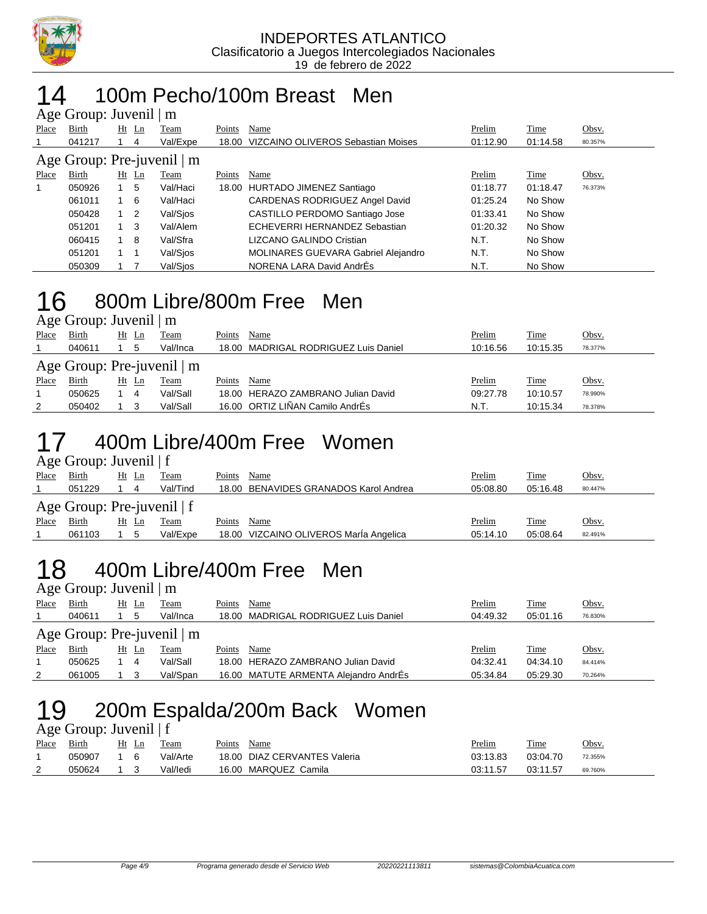INDEPORTES ATLANTICO
Clasificatorio a Juegos Intercolegiados Nacionales
19 de febrero de 2022

# 14 100m Pecho/100m Breast Men

Age Group: Juvenil | m

| Place | Birth | Ht | Ln | Team | Points | Name | Prelim | Time | Obsv. |
|---|---|---|---|---|---|---|---|---|---|
| 1 | 041217 | 1 | 4 | Val/Expe | 18.00 | VIZCAINO OLIVEROS Sebastian Moises | 01:12.90 | 01:14.58 | 80.357% |

Age Group: Pre-juvenil | m

| Place | Birth | Ht | Ln | Team | Points | Name | Prelim | Time | Obsv. |
|---|---|---|---|---|---|---|---|---|---|
| 1 | 050926 | 1 | 5 | Val/Haci | 18.00 | HURTADO JIMENEZ Santiago | 01:18.77 | 01:18.47 | 76.373% |
| | 061011 | 1 | 6 | Val/Haci | | CARDENAS RODRIGUEZ Angel David | 01:25.24 | No Show | |
| | 050428 | 1 | 2 | Val/Sjos | | CASTILLO PERDOMO Santiago Jose | 01:33.41 | No Show | |
| | 051201 | 1 | 3 | Val/Alem | | ECHEVERRI HERNANDEZ Sebastian | 01:20.32 | No Show | |
| | 060415 | 1 | 8 | Val/Sfra | | LIZCANO GALINDO Cristian | N.T. | No Show | |
| | 051201 | 1 | 1 | Val/Sjos | | MOLINARES GUEVARA Gabriel Alejandro | N.T. | No Show | |
| | 050309 | 1 | 7 | Val/Sjos | | NORENA LARA David AndrÉs | N.T. | No Show | |

# 16 800m Libre/800m Free Men

Age Group: Juvenil | m

| Place | Birth | Ht | Ln | Team | Points | Name | Prelim | Time | Obsv. |
|---|---|---|---|---|---|---|---|---|---|
| 1 | 040611 | 1 | 5 | Val/Inca | 18.00 | MADRIGAL RODRIGUEZ Luis Daniel | 10:16.56 | 10:15.35 | 78.377% |

Age Group: Pre-juvenil | m

| Place | Birth | Ht | Ln | Team | Points | Name | Prelim | Time | Obsv. |
|---|---|---|---|---|---|---|---|---|---|
| 1 | 050625 | 1 | 4 | Val/Sall | 18.00 | HERAZO ZAMBRANO Julian David | 09:27.78 | 10:10.57 | 78.990% |
| 2 | 050402 | 1 | 3 | Val/Sall | 16.00 | ORTIZ LIÑAN Camilo AndrÉs | N.T. | 10:15.34 | 78.378% |

# 17 400m Libre/400m Free Women

Age Group: Juvenil | f

| Place | Birth | Ht | Ln | Team | Points | Name | Prelim | Time | Obsv. |
|---|---|---|---|---|---|---|---|---|---|
| 1 | 051229 | 1 | 4 | Val/Tind | 18.00 | BENAVIDES GRANADOS Karol Andrea | 05:08.80 | 05:16.48 | 80.447% |

Age Group: Pre-juvenil | f

| Place | Birth | Ht | Ln | Team | Points | Name | Prelim | Time | Obsv. |
|---|---|---|---|---|---|---|---|---|---|
| 1 | 061103 | 1 | 5 | Val/Expe | 18.00 | VIZCAINO OLIVEROS MarÍa Angelica | 05:14.10 | 05:08.64 | 82.491% |

# 18 400m Libre/400m Free Men

Age Group: Juvenil | m

| Place | Birth | Ht | Ln | Team | Points | Name | Prelim | Time | Obsv. |
|---|---|---|---|---|---|---|---|---|---|
| 1 | 040611 | 1 | 5 | Val/Inca | 18.00 | MADRIGAL RODRIGUEZ Luis Daniel | 04:49.32 | 05:01.16 | 76.830% |

Age Group: Pre-juvenil | m

| Place | Birth | Ht | Ln | Team | Points | Name | Prelim | Time | Obsv. |
|---|---|---|---|---|---|---|---|---|---|
| 1 | 050625 | 1 | 4 | Val/Sall | 18.00 | HERAZO ZAMBRANO Julian David | 04:32.41 | 04:34.10 | 84.414% |
| 2 | 061005 | 1 | 3 | Val/Span | 16.00 | MATUTE ARMENTA Alejandro AndrÉs | 05:34.84 | 05:29.30 | 70.264% |

# 19 200m Espalda/200m Back Women

Age Group: Juvenil | f

| Place | Birth | Ht | Ln | Team | Points | Name | Prelim | Time | Obsv. |
|---|---|---|---|---|---|---|---|---|---|
| 1 | 050907 | 1 | 6 | Val/Arte | 18.00 | DIAZ CERVANTES Valeria | 03:13.83 | 03:04.70 | 72.355% |
| 2 | 050624 | 1 | 3 | Val/Iedi | 16.00 | MARQUEZ Camila | 03:11.57 | 03:11.57 | 69.760% |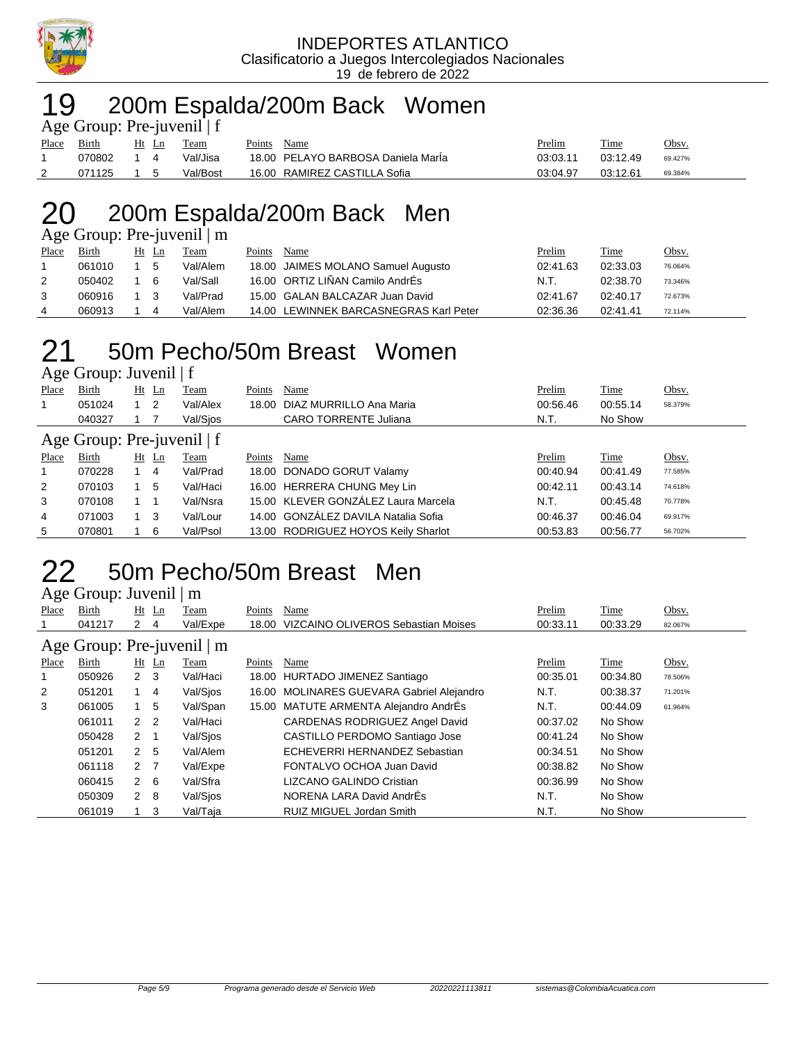INDEPORTES ATLANTICO
Clasificatorio a Juegos Intercolegiados Nacionales
19 de febrero de 2022

# 19 200m Espalda/200m Back Women

Age Group: Pre-juvenil | f

| Place | Birth | Ht | Ln | Team | Points | Name | Prelim | Time | Obsv. |
|---|---|---|---|---|---|---|---|---|---|
| 1 | 070802 | 1 | 4 | Val/Jisa | 18.00 | PELAYO BARBOSA Daniela MarÍa | 03:03.11 | 03:12.49 | 69.427% |
| 2 | 071125 | 1 | 5 | Val/Bost | 16.00 | RAMIREZ CASTILLA Sofia | 03:04.97 | 03:12.61 | 69.384% |

# 20 200m Espalda/200m Back Men

Age Group: Pre-juvenil | m

| Place | Birth | Ht | Ln | Team | Points | Name | Prelim | Time | Obsv. |
|---|---|---|---|---|---|---|---|---|---|
| 1 | 061010 | 1 | 5 | Val/Alem | 18.00 | JAIMES MOLANO Samuel Augusto | 02:41.63 | 02:33.03 | 76.064% |
| 2 | 050402 | 1 | 6 | Val/Sall | 16.00 | ORTIZ LIÑAN Camilo AndrÉs | N.T. | 02:38.70 | 73.346% |
| 3 | 060916 | 1 | 3 | Val/Prad | 15.00 | GALAN BALCAZAR Juan David | 02:41.67 | 02:40.17 | 72.673% |
| 4 | 060913 | 1 | 4 | Val/Alem | 14.00 | LEWINNEK BARCASNEGRAS Karl Peter | 02:36.36 | 02:41.41 | 72.114% |

# 21 50m Pecho/50m Breast Women

Age Group: Juvenil | f

| Place | Birth | Ht | Ln | Team | Points | Name | Prelim | Time | Obsv. |
|---|---|---|---|---|---|---|---|---|---|
| 1 | 051024 | 1 | 2 | Val/Alex | 18.00 | DIAZ MURRILLO Ana Maria | 00:56.46 | 00:55.14 | 58.379% |
|  | 040327 | 1 | 7 | Val/Sjos |  | CARO TORRENTE Juliana | N.T. | No Show |  |

Age Group: Pre-juvenil | f

| Place | Birth | Ht | Ln | Team | Points | Name | Prelim | Time | Obsv. |
|---|---|---|---|---|---|---|---|---|---|
| 1 | 070228 | 1 | 4 | Val/Prad | 18.00 | DONADO GORUT Valamy | 00:40.94 | 00:41.49 | 77.585% |
| 2 | 070103 | 1 | 5 | Val/Haci | 16.00 | HERRERA CHUNG Mey Lin | 00:42.11 | 00:43.14 | 74.618% |
| 3 | 070108 | 1 | 1 | Val/Nsra | 15.00 | KLEVER GONZÁLEZ Laura Marcela | N.T. | 00:45.48 | 70.778% |
| 4 | 071003 | 1 | 3 | Val/Lour | 14.00 | GONZÁLEZ DAVILA Natalia Sofia | 00:46.37 | 00:46.04 | 69.917% |
| 5 | 070801 | 1 | 6 | Val/Psol | 13.00 | RODRIGUEZ HOYOS Keily Sharlot | 00:53.83 | 00:56.77 | 56.702% |

# 22 50m Pecho/50m Breast Men

Age Group: Juvenil | m

| Place | Birth | Ht | Ln | Team | Points | Name | Prelim | Time | Obsv. |
|---|---|---|---|---|---|---|---|---|---|
| 1 | 041217 | 2 | 4 | Val/Expe | 18.00 | VIZCAINO OLIVEROS Sebastian Moises | 00:33.11 | 00:33.29 | 82.067% |

Age Group: Pre-juvenil | m

| Place | Birth | Ht | Ln | Team | Points | Name | Prelim | Time | Obsv. |
|---|---|---|---|---|---|---|---|---|---|
| 1 | 050926 | 2 | 3 | Val/Haci | 18.00 | HURTADO JIMENEZ Santiago | 00:35.01 | 00:34.80 | 78.506% |
| 2 | 051201 | 1 | 4 | Val/Sjos | 16.00 | MOLINARES GUEVARA Gabriel Alejandro | N.T. | 00:38.37 | 71.201% |
| 3 | 061005 | 1 | 5 | Val/Span | 15.00 | MATUTE ARMENTA Alejandro AndrÉs | N.T. | 00:44.09 | 61.964% |
|  | 061011 | 2 | 2 | Val/Haci |  | CARDENAS RODRIGUEZ Angel David | 00:37.02 | No Show |  |
|  | 050428 | 2 | 1 | Val/Sjos |  | CASTILLO PERDOMO Santiago Jose | 00:41.24 | No Show |  |
|  | 051201 | 2 | 5 | Val/Alem |  | ECHEVERRI HERNANDEZ Sebastian | 00:34.51 | No Show |  |
|  | 061118 | 2 | 7 | Val/Expe |  | FONTALVO OCHOA Juan David | 00:38.82 | No Show |  |
|  | 060415 | 2 | 6 | Val/Sfra |  | LIZCANO GALINDO Cristian | 00:36.99 | No Show |  |
|  | 050309 | 2 | 8 | Val/Sjos |  | NORENA LARA David AndrÉs | N.T. | No Show |  |
|  | 061019 | 1 | 3 | Val/Taja |  | RUIZ MIGUEL Jordan Smith | N.T. | No Show |  |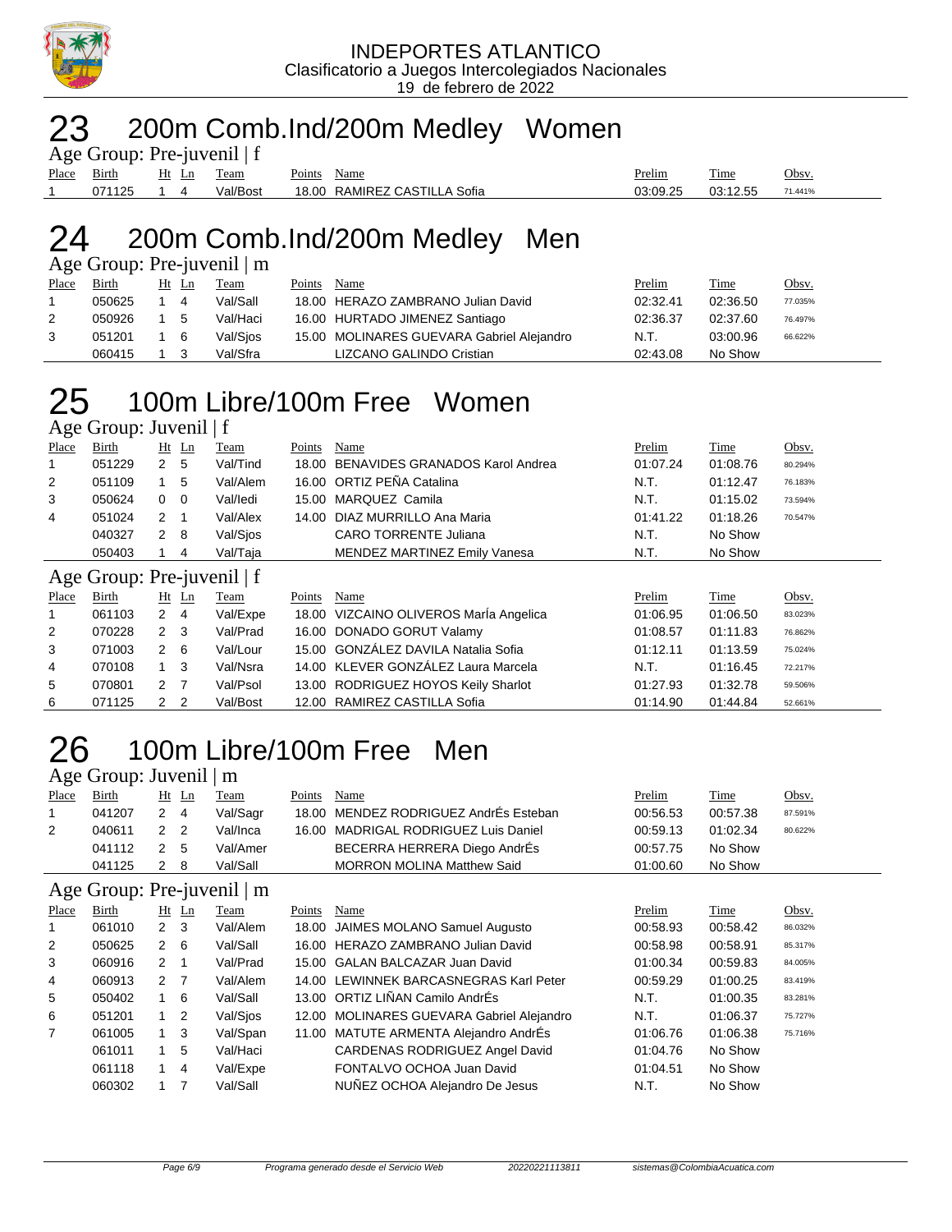INDEPORTES ATLANTICO
Clasificatorio a Juegos Intercolegiados Nacionales
19 de febrero de 2022

# 23 200m Comb.Ind/200m Medley Women

Age Group: Pre-juvenil | f

| Place | Birth | Ht | Ln | Team | Points | Name | Prelim | Time | Obsv. |
|---|---|---|---|---|---|---|---|---|---|
| 1 | 071125 | 1 | 4 | Val/Bost | 18.00 | RAMIREZ CASTILLA Sofia | 03:09.25 | 03:12.55 | 71.441% |

# 24 200m Comb.Ind/200m Medley Men

Age Group: Pre-juvenil | m

| Place | Birth | Ht | Ln | Team | Points | Name | Prelim | Time | Obsv. |
|---|---|---|---|---|---|---|---|---|---|
| 1 | 050625 | 1 | 4 | Val/Sall | 18.00 | HERAZO ZAMBRANO Julian David | 02:32.41 | 02:36.50 | 77.035% |
| 2 | 050926 | 1 | 5 | Val/Haci | 16.00 | HURTADO JIMENEZ Santiago | 02:36.37 | 02:37.60 | 76.497% |
| 3 | 051201 | 1 | 6 | Val/Sjos | 15.00 | MOLINARES GUEVARA Gabriel Alejandro | N.T. | 03:00.96 | 66.622% |
| | 060415 | 1 | 3 | Val/Sfra | | LIZCANO GALINDO Cristian | 02:43.08 | No Show | |

# 25 100m Libre/100m Free Women

Age Group: Juvenil | f

| Place | Birth | Ht | Ln | Team | Points | Name | Prelim | Time | Obsv. |
|---|---|---|---|---|---|---|---|---|---|
| 1 | 051229 | 2 | 5 | Val/Tind | 18.00 | BENAVIDES GRANADOS Karol Andrea | 01:07.24 | 01:08.76 | 80.294% |
| 2 | 051109 | 1 | 5 | Val/Alem | 16.00 | ORTIZ PEÑA Catalina | N.T. | 01:12.47 | 76.183% |
| 3 | 050624 | 0 | 0 | Val/Iedi | 15.00 | MARQUEZ Camila | N.T. | 01:15.02 | 73.594% |
| 4 | 051024 | 2 | 1 | Val/Alex | 14.00 | DIAZ MURRILLO Ana Maria | 01:41.22 | 01:18.26 | 70.547% |
| | 040327 | 2 | 8 | Val/Sjos | | CARO TORRENTE Juliana | N.T. | No Show | |
| | 050403 | 1 | 4 | Val/Taja | | MENDEZ MARTINEZ Emily Vanesa | N.T. | No Show | |

Age Group: Pre-juvenil | f

| Place | Birth | Ht | Ln | Team | Points | Name | Prelim | Time | Obsv. |
|---|---|---|---|---|---|---|---|---|---|
| 1 | 061103 | 2 | 4 | Val/Expe | 18.00 | VIZCAINO OLIVEROS MarÍa Angelica | 01:06.95 | 01:06.50 | 83.023% |
| 2 | 070228 | 2 | 3 | Val/Prad | 16.00 | DONADO GORUT Valamy | 01:08.57 | 01:11.83 | 76.862% |
| 3 | 071003 | 2 | 6 | Val/Lour | 15.00 | GONZÁLEZ DAVILA Natalia Sofia | 01:12.11 | 01:13.59 | 75.024% |
| 4 | 070108 | 1 | 3 | Val/Nsra | 14.00 | KLEVER GONZÁLEZ Laura Marcela | N.T. | 01:16.45 | 72.217% |
| 5 | 070801 | 2 | 7 | Val/Psol | 13.00 | RODRIGUEZ HOYOS Keily Sharlot | 01:27.93 | 01:32.78 | 59.506% |
| 6 | 071125 | 2 | 2 | Val/Bost | 12.00 | RAMIREZ CASTILLA Sofia | 01:14.90 | 01:44.84 | 52.661% |

# 26 100m Libre/100m Free Men

Age Group: Juvenil | m

| Place | Birth | Ht | Ln | Team | Points | Name | Prelim | Time | Obsv. |
|---|---|---|---|---|---|---|---|---|---|
| 1 | 041207 | 2 | 4 | Val/Sagr | 18.00 | MENDEZ RODRIGUEZ AndrÉs Esteban | 00:56.53 | 00:57.38 | 87.591% |
| 2 | 040611 | 2 | 2 | Val/Inca | 16.00 | MADRIGAL RODRIGUEZ Luis Daniel | 00:59.13 | 01:02.34 | 80.622% |
| | 041112 | 2 | 5 | Val/Amer | | BECERRA HERRERA Diego AndrÉs | 00:57.75 | No Show | |
| | 041125 | 2 | 8 | Val/Sall | | MORRON MOLINA Matthew Said | 01:00.60 | No Show | |

Age Group: Pre-juvenil | m

| Place | Birth | Ht | Ln | Team | Points | Name | Prelim | Time | Obsv. |
|---|---|---|---|---|---|---|---|---|---|
| 1 | 061010 | 2 | 3 | Val/Alem | 18.00 | JAIMES MOLANO Samuel Augusto | 00:58.93 | 00:58.42 | 86.032% |
| 2 | 050625 | 2 | 6 | Val/Sall | 16.00 | HERAZO ZAMBRANO Julian David | 00:58.98 | 00:58.91 | 85.317% |
| 3 | 060916 | 2 | 1 | Val/Prad | 15.00 | GALAN BALCAZAR Juan David | 01:00.34 | 00:59.83 | 84.005% |
| 4 | 060913 | 2 | 7 | Val/Alem | 14.00 | LEWINNEK BARCASNEGRAS Karl Peter | 00:59.29 | 01:00.25 | 83.419% |
| 5 | 050402 | 1 | 6 | Val/Sall | 13.00 | ORTIZ LIÑAN Camilo AndrÉs | N.T. | 01:00.35 | 83.281% |
| 6 | 051201 | 1 | 2 | Val/Sjos | 12.00 | MOLINARES GUEVARA Gabriel Alejandro | N.T. | 01:06.37 | 75.727% |
| 7 | 061005 | 1 | 3 | Val/Span | 11.00 | MATUTE ARMENTA Alejandro AndrÉs | 01:06.76 | 01:06.38 | 75.716% |
| | 061011 | 1 | 5 | Val/Haci | | CARDENAS RODRIGUEZ Angel David | 01:04.76 | No Show | |
| | 061118 | 1 | 4 | Val/Expe | | FONTALVO OCHOA Juan David | 01:04.51 | No Show | |
| | 060302 | 1 | 7 | Val/Sall | | NUÑEZ OCHOA Alejandro De Jesus | N.T. | No Show | |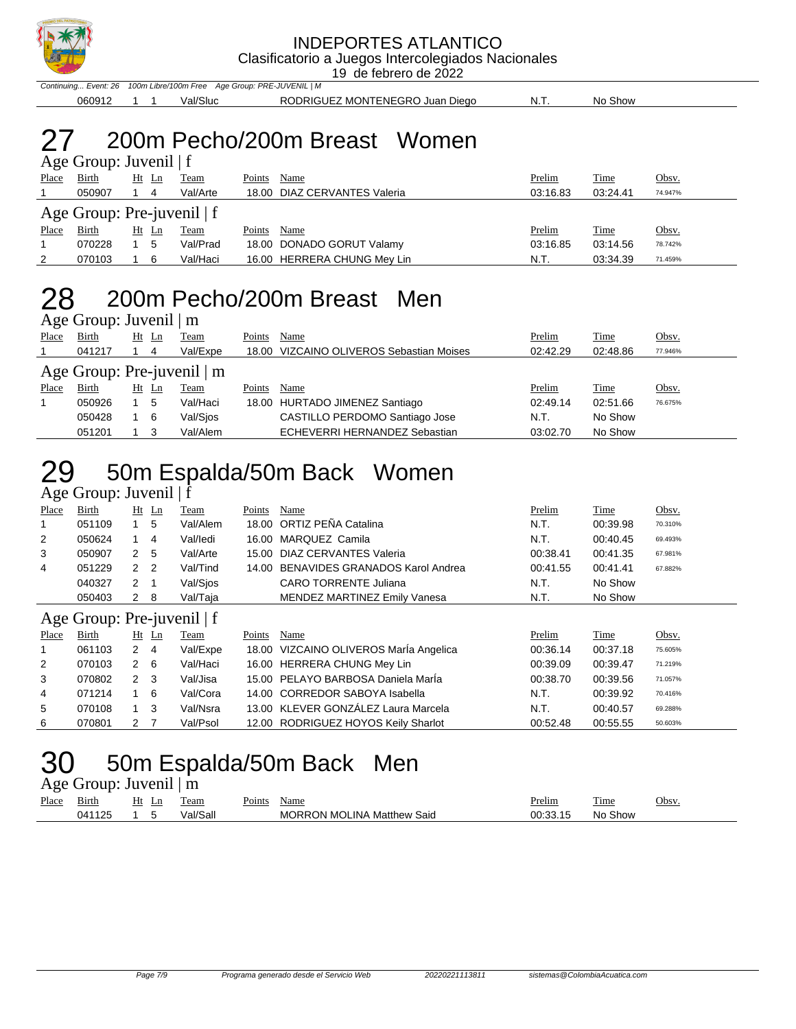Continuing... Event: 26 100m Libre/100m Free Age Group: PRE-JUVENIL | M

| Place | Birth | Ht | Ln | Team | Points | Name | Prelim | Time | Obsv. |
|---|---|---|---|---|---|---|---|---|---|
| | 060912 | 1 | 1 | Val/Sluc | | RODRIGUEZ MONTENEGRO Juan Diego | N.T. | No Show | |

# 27 200m Pecho/200m Breast Women

## Age Group: Juvenil | f

| Place | Birth | Ht | Ln | Team | Points | Name | Prelim | Time | Obsv. |
|---|---|---|---|---|---|---|---|---|---|
| 1 | 050907 | 1 | 4 | Val/Arte | 18.00 | DIAZ CERVANTES Valeria | 03:16.83 | 03:24.41 | 74.947% |

## Age Group: Pre-juvenil | f

| Place | Birth | Ht | Ln | Team | Points | Name | Prelim | Time | Obsv. |
|---|---|---|---|---|---|---|---|---|---|
| 1 | 070228 | 1 | 5 | Val/Prad | 18.00 | DONADO GORUT Valamy | 03:16.85 | 03:14.56 | 78.742% |
| 2 | 070103 | 1 | 6 | Val/Haci | 16.00 | HERRERA CHUNG Mey Lin | N.T. | 03:34.39 | 71.459% |

# 28 200m Pecho/200m Breast Men

## Age Group: Juvenil | m

| Place | Birth | Ht | Ln | Team | Points | Name | Prelim | Time | Obsv. |
|---|---|---|---|---|---|---|---|---|---|
| 1 | 041217 | 1 | 4 | Val/Expe | 18.00 | VIZCAINO OLIVEROS Sebastian Moises | 02:42.29 | 02:48.86 | 77.946% |

## Age Group: Pre-juvenil | m

| Place | Birth | Ht | Ln | Team | Points | Name | Prelim | Time | Obsv. |
|---|---|---|---|---|---|---|---|---|---|
| 1 | 050926 | 1 | 5 | Val/Haci | 18.00 | HURTADO JIMENEZ Santiago | 02:49.14 | 02:51.66 | 76.675% |
| | 050428 | 1 | 6 | Val/Sjos | | CASTILLO PERDOMO Santiago Jose | N.T. | No Show | |
| | 051201 | 1 | 3 | Val/Alem | | ECHEVERRI HERNANDEZ Sebastian | 03:02.70 | No Show | |

# 29 50m Espalda/50m Back Women

## Age Group: Juvenil | f

| Place | Birth | Ht | Ln | Team | Points | Name | Prelim | Time | Obsv. |
|---|---|---|---|---|---|---|---|---|---|
| 1 | 051109 | 1 | 5 | Val/Alem | 18.00 | ORTIZ PEÑA Catalina | N.T. | 00:39.98 | 70.310% |
| 2 | 050624 | 1 | 4 | Val/Iedi | 16.00 | MARQUEZ Camila | N.T. | 00:40.45 | 69.493% |
| 3 | 050907 | 2 | 5 | Val/Arte | 15.00 | DIAZ CERVANTES Valeria | 00:38.41 | 00:41.35 | 67.981% |
| 4 | 051229 | 2 | 2 | Val/Tind | 14.00 | BENAVIDES GRANADOS Karol Andrea | 00:41.55 | 00:41.41 | 67.882% |
| | 040327 | 2 | 1 | Val/Sjos | | CARO TORRENTE Juliana | N.T. | No Show | |
| | 050403 | 2 | 8 | Val/Taja | | MENDEZ MARTINEZ Emily Vanesa | N.T. | No Show | |

## Age Group: Pre-juvenil | f

| Place | Birth | Ht | Ln | Team | Points | Name | Prelim | Time | Obsv. |
|---|---|---|---|---|---|---|---|---|---|
| 1 | 061103 | 2 | 4 | Val/Expe | 18.00 | VIZCAINO OLIVEROS MarÍa Angelica | 00:36.14 | 00:37.18 | 75.605% |
| 2 | 070103 | 2 | 6 | Val/Haci | 16.00 | HERRERA CHUNG Mey Lin | 00:39.09 | 00:39.47 | 71.219% |
| 3 | 070802 | 2 | 3 | Val/Jisa | 15.00 | PELAYO BARBOSA Daniela MarÍa | 00:38.70 | 00:39.56 | 71.057% |
| 4 | 071214 | 1 | 6 | Val/Cora | 14.00 | CORREDOR SABOYA Isabella | N.T. | 00:39.92 | 70.416% |
| 5 | 070108 | 1 | 3 | Val/Nsra | 13.00 | KLEVER GONZÁLEZ Laura Marcela | N.T. | 00:40.57 | 69.288% |
| 6 | 070801 | 2 | 7 | Val/Psol | 12.00 | RODRIGUEZ HOYOS Keily Sharlot | 00:52.48 | 00:55.55 | 50.603% |

# 30 50m Espalda/50m Back Men

## Age Group: Juvenil | m

| Place | Birth | Ht | Ln | Team | Points | Name | Prelim | Time | Obsv. |
|---|---|---|---|---|---|---|---|---|---|
| | 041125 | 1 | 5 | Val/Sall | | MORRON MOLINA Matthew Said | 00:33.15 | No Show | |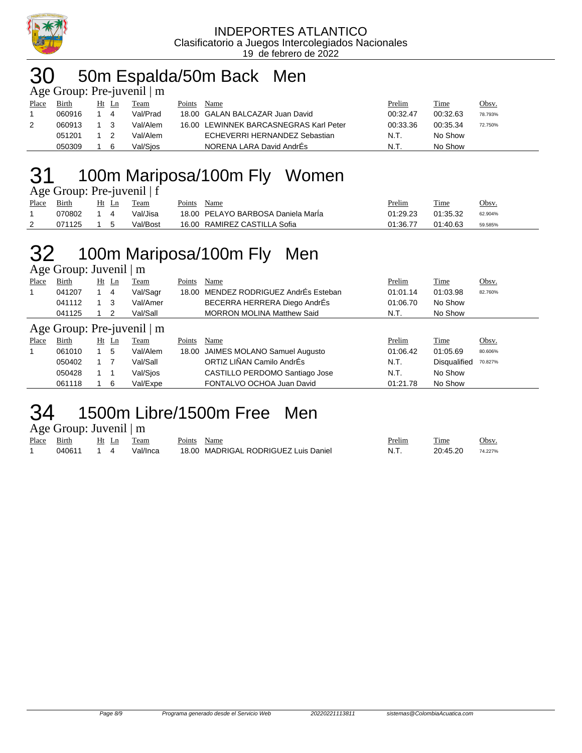INDEPORTES ATLANTICO
Clasificatorio a Juegos Intercolegiados Nacionales
19 de febrero de 2022

# 30 50m Espalda/50m Back Men

Age Group: Pre-juvenil | m

| Place | Birth | Ht | Ln | Team | Points | Name | Prelim | Time | Obsv. |
|---|---|---|---|---|---|---|---|---|---|
| 1 | 060916 | 1 | 4 | Val/Prad | 18.00 | GALAN BALCAZAR Juan David | 00:32.47 | 00:32.63 | 78.793% |
| 2 | 060913 | 1 | 3 | Val/Alem | 16.00 | LEWINNEK BARCASNEGRAS Karl Peter | 00:33.36 | 00:35.34 | 72.750% |
| | 051201 | 1 | 2 | Val/Alem | | ECHEVERRI HERNANDEZ Sebastian | N.T. | No Show | |
| | 050309 | 1 | 6 | Val/Sjos | | NORENA LARA David AndrÉs | N.T. | No Show | |

# 31 100m Mariposa/100m Fly Women

Age Group: Pre-juvenil | f

| Place | Birth | Ht | Ln | Team | Points | Name | Prelim | Time | Obsv. |
|---|---|---|---|---|---|---|---|---|---|
| 1 | 070802 | 1 | 4 | Val/Jisa | 18.00 | PELAYO BARBOSA Daniela MarÍa | 01:29.23 | 01:35.32 | 62.904% |
| 2 | 071125 | 1 | 5 | Val/Bost | 16.00 | RAMIREZ CASTILLA Sofia | 01:36.77 | 01:40.63 | 59.585% |

# 32 100m Mariposa/100m Fly Men

Age Group: Juvenil | m

| Place | Birth | Ht | Ln | Team | Points | Name | Prelim | Time | Obsv. |
|---|---|---|---|---|---|---|---|---|---|
| 1 | 041207 | 1 | 4 | Val/Sagr | 18.00 | MENDEZ RODRIGUEZ AndrÉs Esteban | 01:01.14 | 01:03.98 | 82.760% |
| | 041112 | 1 | 3 | Val/Amer | | BECERRA HERRERA Diego AndrÉs | 01:06.70 | No Show | |
| | 041125 | 1 | 2 | Val/Sall | | MORRON MOLINA Matthew Said | N.T. | No Show | |

Age Group: Pre-juvenil | m

| Place | Birth | Ht | Ln | Team | Points | Name | Prelim | Time | Obsv. |
|---|---|---|---|---|---|---|---|---|---|
| 1 | 061010 | 1 | 5 | Val/Alem | 18.00 | JAIMES MOLANO Samuel Augusto | 01:06.42 | 01:05.69 | 80.606% |
| | 050402 | 1 | 7 | Val/Sall | | ORTIZ LIÑAN Camilo AndrÉs | N.T. | Disqualified | 70.827% |
| | 050428 | 1 | 1 | Val/Sjos | | CASTILLO PERDOMO Santiago Jose | N.T. | No Show | |
| | 061118 | 1 | 6 | Val/Expe | | FONTALVO OCHOA Juan David | 01:21.78 | No Show | |

# 34 1500m Libre/1500m Free Men

Age Group: Juvenil | m

| Place | Birth | Ht | Ln | Team | Points | Name | Prelim | Time | Obsv. |
|---|---|---|---|---|---|---|---|---|---|
| 1 | 040611 | 1 | 4 | Val/Inca | 18.00 | MADRIGAL RODRIGUEZ Luis Daniel | N.T. | 20:45.20 | 74.227% |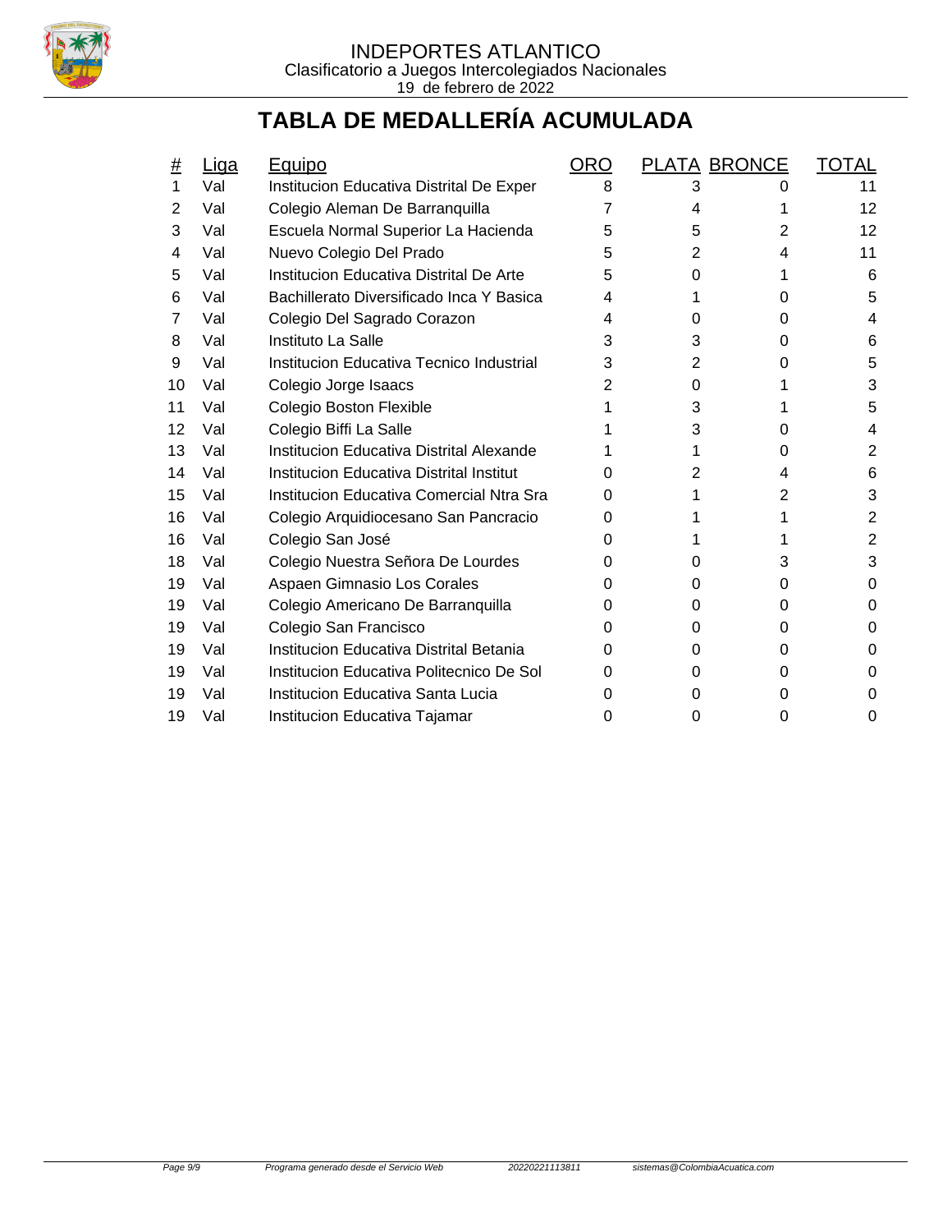INDEPORTES ATLANTICO
Clasificatorio a Juegos Intercolegiados Nacionales
19 de febrero de 2022

# TABLA DE MEDALLERÍA ACUMULADA

| # | Liga | Equipo | ORO | PLATA | BRONCE | TOTAL |
|---|---|---|---|---|---|---|
| 1 | Val | Institucion Educativa Distrital De Exper | 8 | 3 | 0 | 11 |
| 2 | Val | Colegio Aleman De Barranquilla | 7 | 4 | 1 | 12 |
| 3 | Val | Escuela Normal Superior La Hacienda | 5 | 5 | 2 | 12 |
| 4 | Val | Nuevo Colegio Del Prado | 5 | 2 | 4 | 11 |
| 5 | Val | Institucion Educativa Distrital De Arte | 5 | 0 | 1 | 6 |
| 6 | Val | Bachillerato Diversificado Inca Y Basica | 4 | 1 | 0 | 5 |
| 7 | Val | Colegio Del Sagrado Corazon | 4 | 0 | 0 | 4 |
| 8 | Val | Instituto La Salle | 3 | 3 | 0 | 6 |
| 9 | Val | Institucion Educativa Tecnico Industrial | 3 | 2 | 0 | 5 |
| 10 | Val | Colegio Jorge Isaacs | 2 | 0 | 1 | 3 |
| 11 | Val | Colegio Boston Flexible | 1 | 3 | 1 | 5 |
| 12 | Val | Colegio Biffi La Salle | 1 | 3 | 0 | 4 |
| 13 | Val | Institucion Educativa Distrital Alexande | 1 | 1 | 0 | 2 |
| 14 | Val | Institucion Educativa Distrital Institut | 0 | 2 | 4 | 6 |
| 15 | Val | Institucion Educativa Comercial Ntra Sra | 0 | 1 | 2 | 3 |
| 16 | Val | Colegio Arquidiocesano San Pancracio | 0 | 1 | 1 | 2 |
| 16 | Val | Colegio San José | 0 | 1 | 1 | 2 |
| 18 | Val | Colegio Nuestra Señora De Lourdes | 0 | 0 | 3 | 3 |
| 19 | Val | Aspaen Gimnasio Los Corales | 0 | 0 | 0 | 0 |
| 19 | Val | Colegio Americano De Barranquilla | 0 | 0 | 0 | 0 |
| 19 | Val | Colegio San Francisco | 0 | 0 | 0 | 0 |
| 19 | Val | Institucion Educativa Distrital Betania | 0 | 0 | 0 | 0 |
| 19 | Val | Institucion Educativa Politecnico De Sol | 0 | 0 | 0 | 0 |
| 19 | Val | Institucion Educativa Santa Lucia | 0 | 0 | 0 | 0 |
| 19 | Val | Institucion Educativa Tajamar | 0 | 0 | 0 | 0 |